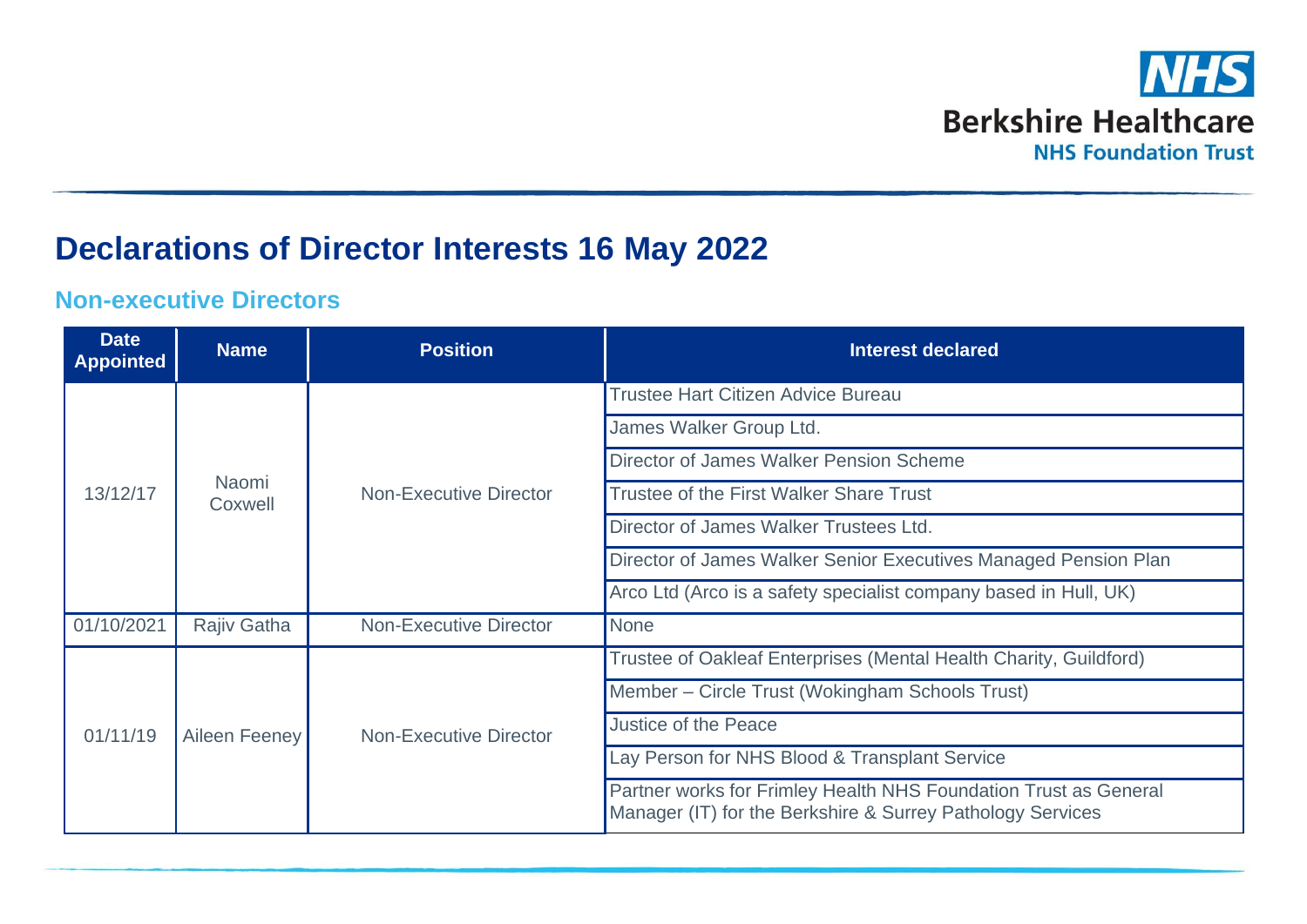# Declarations of Director Interests 16 May 2022

## Non-executive Directors

| Date Appointed | Name | Position | Interest declared |
|---|---|---|---|
| 13/12/17 | Naomi Coxwell | Non-Executive Director | Trustee Hart Citizen Advice Bureau |
| | | | James Walker Group Ltd. |
| | | | Director of James Walker Pension Scheme |
| | | | Trustee of the First Walker Share Trust |
| | | | Director of James Walker Trustees Ltd. |
| | | | Director of James Walker Senior Executives Managed Pension Plan |
| | | | Arco Ltd (Arco is a safety specialist company based in Hull, UK) |
| 01/10/2021 | Rajiv Gatha | Non-Executive Director | None |
| 01/11/19 | Aileen Feeney | Non-Executive Director | Trustee of Oakleaf Enterprises (Mental Health Charity, Guildford) |
| | | | Member – Circle Trust (Wokingham Schools Trust) |
| | | | Justice of the Peace |
| | | | Lay Person for NHS Blood & Transplant Service |
| | | | Partner works for Frimley Health NHS Foundation Trust as General Manager (IT) for the Berkshire & Surrey Pathology Services |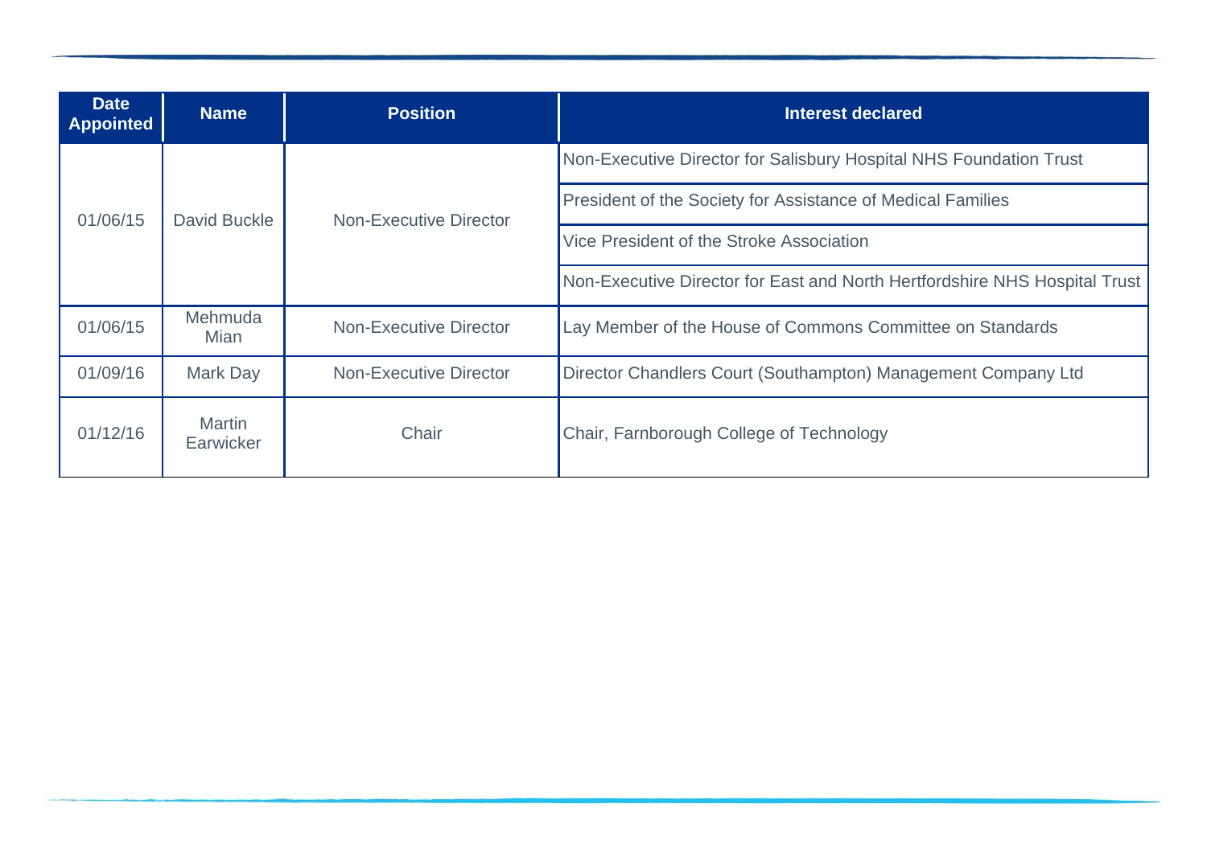| Date Appointed | Name | Position | Interest declared |
|---|---|---|---|
| 01/06/15 | David Buckle | Non-Executive Director | Non-Executive Director for Salisbury Hospital NHS Foundation Trust |
| | | | President of the Society for Assistance of Medical Families |
| | | | Vice President of the Stroke Association |
| | | | Non-Executive Director for East and North Hertfordshire NHS Hospital Trust |
| 01/06/15 | Mehmuda Mian | Non-Executive Director | Lay Member of the House of Commons Committee on Standards |
| 01/09/16 | Mark Day | Non-Executive Director | Director Chandlers Court (Southampton) Management Company Ltd |
| 01/12/16 | Martin Earwicker | Chair | Chair, Farnborough College of Technology |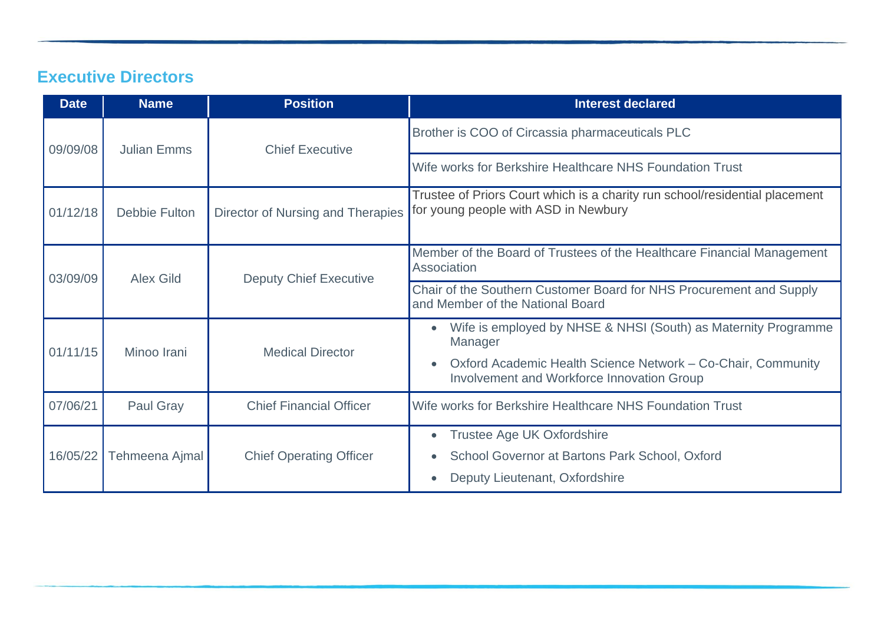## Executive Directors

| Date | Name | Position | Interest declared |
|---|---|---|---|
| 09/09/08 | Julian Emms | Chief Executive | Brother is COO of Circassia pharmaceuticals PLC |
| | | | Wife works for Berkshire Healthcare NHS Foundation Trust |
| 01/12/18 | Debbie Fulton | Director of Nursing and Therapies | Trustee of Priors Court which is a charity run school/residential placement for young people with ASD in Newbury |
| 03/09/09 | Alex Gild | Deputy Chief Executive | Member of the Board of Trustees of the Healthcare Financial Management Association |
| | | | Chair of the Southern Customer Board for NHS Procurement and Supply and Member of the National Board |
| 01/11/15 | Minoo Irani | Medical Director | • Wife is employed by NHSE & NHSI (South) as Maternity Programme Manager<br>• Oxford Academic Health Science Network – Co-Chair, Community Involvement and Workforce Innovation Group |
| 07/06/21 | Paul Gray | Chief Financial Officer | Wife works for Berkshire Healthcare NHS Foundation Trust |
| 16/05/22 | Tehmeena Ajmal | Chief Operating Officer | • Trustee Age UK Oxfordshire<br>• School Governor at Bartons Park School, Oxford<br>• Deputy Lieutenant, Oxfordshire |